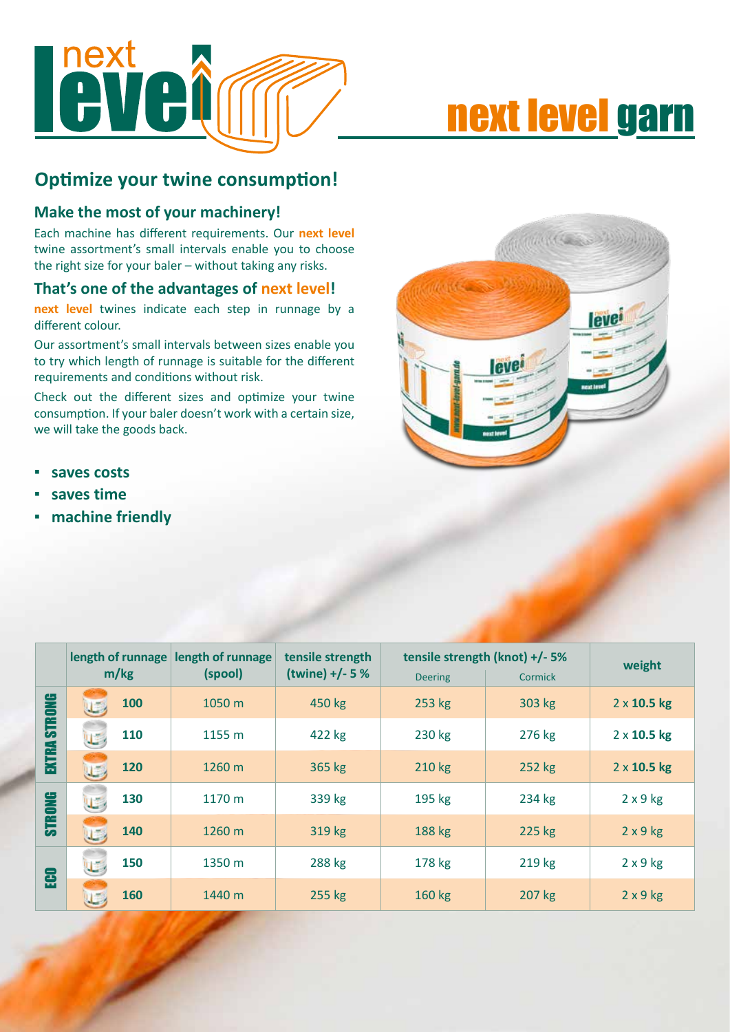# next level garn

## Optimize your twine consumption!

### Make the most of your machinery!

Each machine has different requirements. Our **next level** twine assortment's small intervals enable you to choose the right size for your baler – without taking any risks.

### That's one of the advantages of next level!

**next level** twines indicate each step in runnage by a different colour.

Our assortment's small intervals between sizes enable you to try which length of runnage is suitable for the different requirements and conditions without risk.

Check out the different sizes and optimize your twine consumption. If your baler doesn't work with a certain size, we will take the goods back.

- **saves costs**
- **saves time**
- **machine friendly**

| | length of runnage m/kg | length of runnage (spool) | tensile strength (twine) +/- 5 % | tensile strength (knot) +/- 5% | | weight |
|---|---|---|---|---|---|---|
| | | | | Deering | Cormick | |
| EXTRA STRONG | 100 | 1050 m | 450 kg | 253 kg | 303 kg | 2 x **10.5 kg** |
| EXTRA STRONG | 110 | 1155 m | 422 kg | 230 kg | 276 kg | 2 x **10.5 kg** |
| EXTRA STRONG | 120 | 1260 m | 365 kg | 210 kg | 252 kg | 2 x **10.5 kg** |
| STRONG | 130 | 1170 m | 339 kg | 195 kg | 234 kg | 2 x 9 kg |
| STRONG | 140 | 1260 m | 319 kg | 188 kg | 225 kg | 2 x 9 kg |
| ECO | 150 | 1350 m | 288 kg | 178 kg | 219 kg | 2 x 9 kg |
| ECO | 160 | 1440 m | 255 kg | 160 kg | 207 kg | 2 x 9 kg |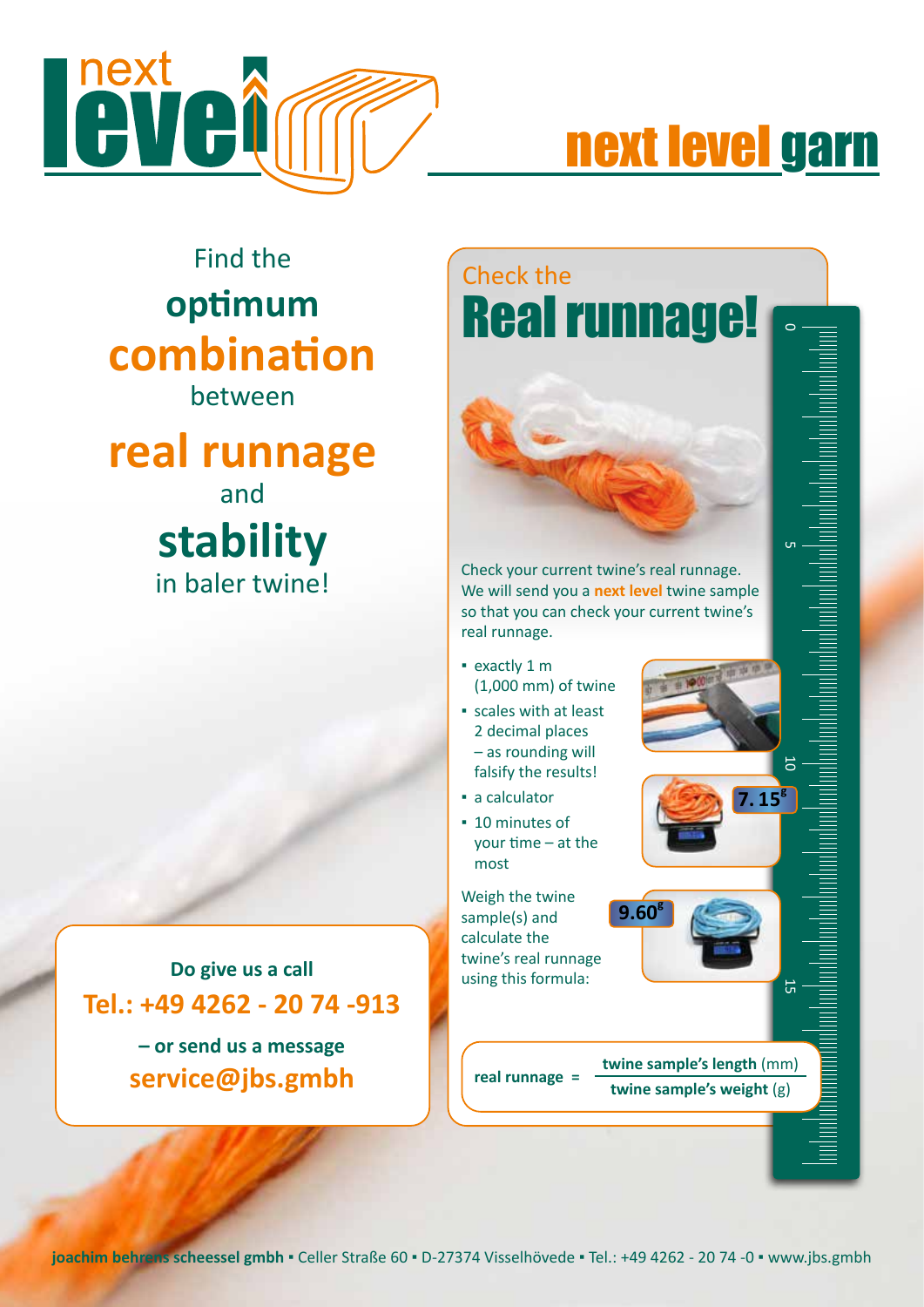# next level garn

Find the
**optimum**
**combination**
between
**real runnage**
and
**stability**
in baler twine!

**Do give us a call**
**Tel.: +49 4262 - 20 74 -913**
**– or send us a message**
**service@jbs.gmbh**

Check the
## Real runnage!

Check your current twine's real runnage. We will send you a **next level** twine sample so that you can check your current twine's real runnage.

- exactly 1 m (1,000 mm) of twine
- scales with at least 2 decimal places – as rounding will falsify the results!
- a calculator
- 10 minutes of your time – at the most

Weigh the twine sample(s) and calculate the twine's real runnage using this formula:

7.15g

9.60g

$$\textbf{real runnage} = \frac{\textbf{twine sample's length (mm)}}{\textbf{twine sample's weight (g)}}$$

**joachim behrens scheessel gmbh** ▪ Celler Straße 60 ▪ D-27374 Visselhövede ▪ Tel.: +49 4262 - 20 74 -0 ▪ www.jbs.gmbh